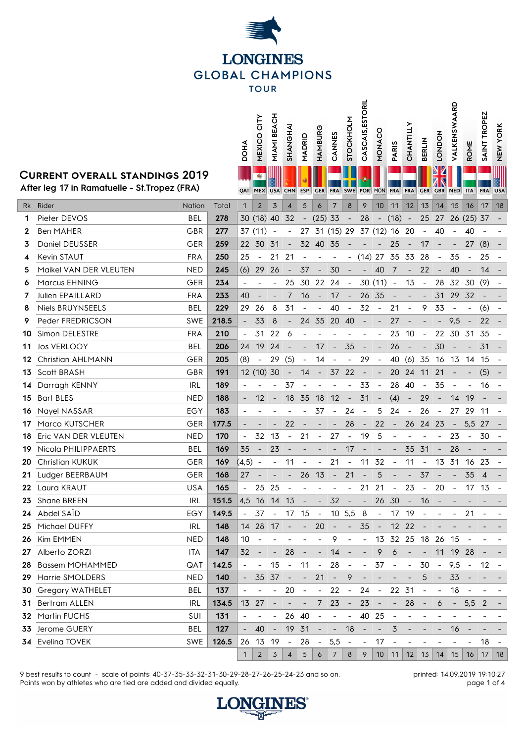# LONGINES GLOBAL CHAMPIONS TOUR

## CURRENT OVERALL STANDINGS 2019

**After leg 17 in Ramatuelle - St.Tropez (FRA)**

| Rk | Rider | Nation | Total | 1 DOHA QAT | 2 MEXICO CITY MEX | 3 MIAMI BEACH USA | 4 SHANGHAI CHN | 5 MADRID ESP | 6 HAMBURG GER | 7 CANNES FRA | 8 STOCKHOLM SWE | 9 CASCAIS,ESTORIL POR | 10 MONACO MON | 11 PARIS FRA | 12 CHANTILLY FRA | 13 BERLIN GER | 14 LONDON GBR | 15 VALKENSWAARD NED | 16 ROME ITA | 17 SAINT TROPEZ FRA | 18 NEW YORK USA |
|---|---|---|---|---|---|---|---|---|---|---|---|---|---|---|---|---|---|---|---|---|---|
| 1 | Pieter DEVOS | BEL | **278** | 30 | (18) | 40 | 32 | - | (25) | 33 | - | 28 | - | (18) | - | 25 | 27 | 26 | (25) | 37 | - |
| 2 | Ben MAHER | GBR | **277** | 37 | (11) | - | - | 27 | 31 | (15) | 29 | 37 | (12) | 16 | 20 | - | 40 | - | 40 | - | - |
| 3 | Daniel DEUSSER | GER | **259** | 22 | 30 | 31 | - | 32 | 40 | 35 | - | - | - | 25 | - | 17 | - | - | 27 | (8) | - |
| 4 | Kevin STAUT | FRA | **250** | 25 | - | 21 | 21 | - | - | - | - | (14) | 27 | 35 | 33 | 28 | - | 35 | - | 25 | - |
| 5 | Maikel VAN DER VLEUTEN | NED | **245** | (6) | 29 | 26 | - | 37 | - | 30 | - | - | 40 | 7 | - | 22 | - | 40 | - | 14 | - |
| 6 | Marcus EHNING | GER | **234** | - | - | - | 25 | 30 | 22 | 24 | - | 30 | (11) | - | 13 | - | 28 | 32 | 30 | (9) | - |
| 7 | Julien EPAILLARD | FRA | **233** | 40 | - | - | 7 | 16 | - | 17 | - | 26 | 35 | - | - | - | 31 | 29 | 32 | - | - |
| 8 | Niels BRUYNSEELS | BEL | **229** | 29 | 26 | 8 | 31 | - | - | 40 | - | 32 | - | 21 | - | 9 | 33 | - | - | (6) | - |
| 9 | Peder FREDRICSON | SWE | **218.5** | - | 33 | 8 | - | 24 | 35 | 20 | 40 | - | - | 27 | - | - | - | 9,5 | - | 22 | - |
| 10 | Simon DELESTRE | FRA | **210** | - | 31 | 22 | 6 | - | - | - | - | - | - | 23 | 10 | - | 22 | 30 | 31 | 35 | - |
| 11 | Jos VERLOOY | BEL | **206** | 24 | 19 | 24 | - | - | 17 | - | 35 | - | - | 26 | - | - | 30 | - | - | 31 | - |
| 12 | Christian AHLMANN | GER | **205** | (8) | - | 29 | (5) | - | 14 | - | - | 29 | - | 40 | (6) | 35 | 16 | 13 | 14 | 15 | - |
| 13 | Scott BRASH | GBR | **191** | 12 | (10) | 30 | - | 14 | - | 37 | 22 | - | - | 20 | 24 | 11 | 21 | - | - | (5) | - |
| 14 | Darragh KENNY | IRL | **189** | - | - | - | 37 | - | - | - | - | 33 | - | 28 | 40 | - | 35 | - | - | 16 | - |
| 15 | Bart BLES | NED | **188** | - | 12 | - | 18 | 35 | 18 | 12 | - | 31 | - | (4) | - | 29 | - | 14 | 19 | - | - |
| 16 | Nayel NASSAR | EGY | **183** | - | - | - | - | - | 37 | - | 24 | - | 5 | 24 | - | 26 | - | 27 | 29 | 11 | - |
| 17 | Marco KUTSCHER | GER | **177.5** | - | - | - | 22 | - | - | - | 28 | - | 22 | - | 26 | 24 | 23 | - | 5,5 | 27 | - |
| 18 | Eric VAN DER VLEUTEN | NED | **170** | - | 32 | 13 | - | 21 | - | 27 | - | 19 | 5 | - | - | - | - | 23 | - | 30 | - |
| 19 | Nicola PHILIPPAERTS | BEL | **169** | 35 | - | 23 | - | - | - | - | 17 | - | - | - | 35 | 31 | - | 28 | - | - | - |
| 20 | Christian KUKUK | GER | **169** | (4,5) | - | - | 11 | - | - | 21 | - | 11 | 32 | - | 11 | - | 13 | 31 | 16 | 23 | - |
| 21 | Ludger BEERBAUM | GER | **168** | 27 | - | - | - | 26 | 13 | - | 21 | - | 5 | - | - | 37 | - | - | 35 | 4 | - |
| 22 | Laura KRAUT | USA | **165** | - | 25 | 25 | - | - | - | - | - | 21 | 21 | - | 23 | - | 20 | - | 17 | 13 | - |
| 23 | Shane BREEN | IRL | **151.5** | 4,5 | 16 | 14 | 13 | - | - | 32 | - | - | 26 | 30 | - | 16 | - | - | - | - | - |
| 24 | Abdel SAÏD | EGY | **149.5** | - | 37 | - | 17 | 15 | - | 10 | 5,5 | 8 | - | 17 | 19 | - | - | - | 21 | - | - |
| 25 | Michael DUFFY | IRL | **148** | 14 | 28 | 17 | - | - | 20 | - | - | 35 | - | 12 | 22 | - | - | - | - | - | - |
| 26 | Kim EMMEN | NED | **148** | 10 | - | - | - | - | - | 9 | - | - | 13 | 32 | 25 | 18 | 26 | 15 | - | - | - |
| 27 | Alberto ZORZI | ITA | **147** | 32 | - | - | 28 | - | - | 14 | - | - | 9 | 6 | - | - | 11 | 19 | 28 | - | - |
| 28 | Bassem MOHAMMED | QAT | **142.5** | - | - | 15 | - | 11 | - | 28 | - | - | 37 | - | - | 30 | - | 9,5 | - | 12 | - |
| 29 | Harrie SMOLDERS | NED | **140** | - | 35 | 37 | - | - | 21 | - | 9 | - | - | - | - | 5 | - | 33 | - | - | - |
| 30 | Gregory WATHELET | BEL | **137** | - | - | - | 20 | - | - | 22 | - | 24 | - | 22 | 31 | - | - | 18 | - | - | - |
| 31 | Bertram ALLEN | IRL | **134.5** | 13 | 27 | - | - | - | 7 | 23 | - | 23 | - | - | 28 | - | 6 | - | 5,5 | 2 | - |
| 32 | Martin FUCHS | SUI | **131** | - | - | - | 26 | 40 | - | - | - | 40 | 25 | - | - | - | - | - | - | - | - |
| 33 | Jerome GUERY | BEL | **127** | - | 40 | - | 19 | 31 | - | - | 18 | - | - | 3 | - | - | - | 16 | - | - | - |
| 34 | Evelina TOVEK | SWE | **126.5** | 26 | 13 | 19 | - | 28 | - | 5,5 | - | - | 17 | - | - | - | - | - | - | 18 | - |

9 best results to count - scale of points: 40-37-35-33-32-31-30-29-28-27-26-25-24-23 and so on.
Points won by athletes who are tied are added and divided equally.

printed: 14.09.2019 19:10:27

LONGINES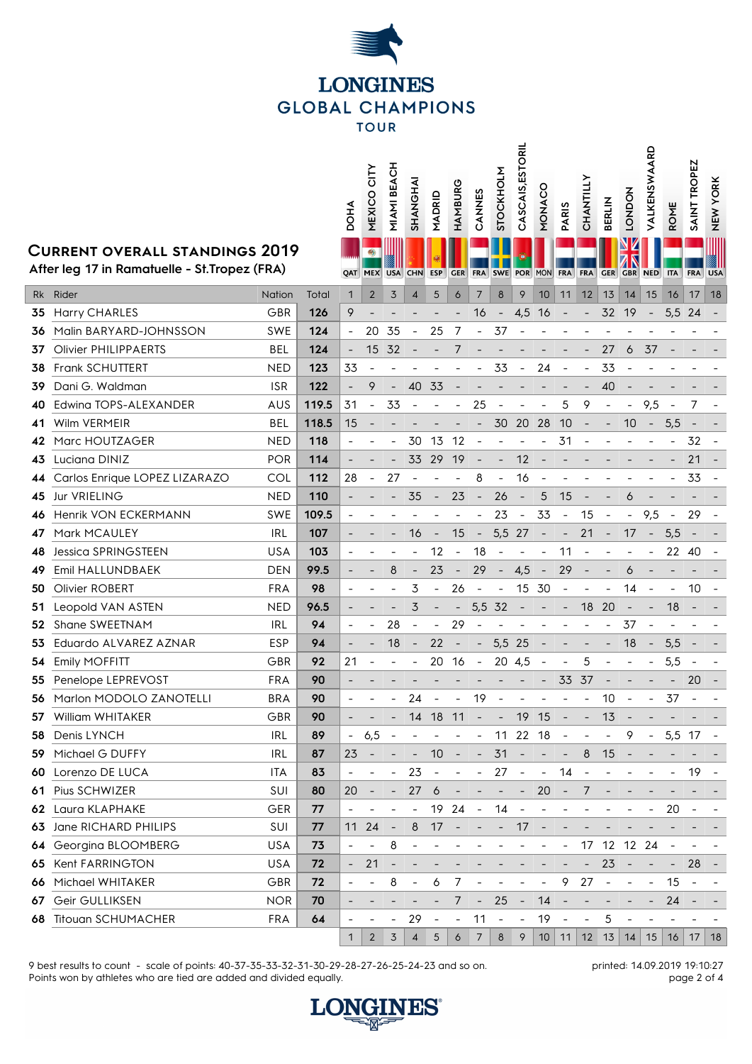# LONGINES GLOBAL CHAMPIONS TOUR

## Current overall standings 2019

After leg 17 in Ramatuelle - St.Tropez (FRA)

| Rk | Rider | Nation | Total | 1 DOHA QAT | 2 MEXICO CITY MEX | 3 MIAMI BEACH USA | 4 SHANGHAI CHN | 5 MADRID ESP | 6 HAMBURG GER | 7 CANNES FRA | 8 STOCKHOLM SWE | 9 CASCAIS,ESTORIL POR | 10 MONACO MON | 11 PARIS FRA | 12 CHANTILLY FRA | 13 BERLIN GER | 14 LONDON GBR | 15 VALKENSWAARD NED | 16 ROME ITA | 17 SAINT TROPEZ FRA | 18 NEW YORK USA |
|---|---|---|---|---|---|---|---|---|---|---|---|---|---|---|---|---|---|---|---|---|---|
| 35 | Harry CHARLES | GBR | 126 | 9 | - | - | - | - | - | 16 | - | 4,5 | 16 | - | - | 32 | 19 | - | 5,5 | 24 | - |
| 36 | Malin BARYARD-JOHNSSON | SWE | 124 | - | 20 | 35 | - | 25 | 7 | - | 37 | - | - | - | - | - | - | - | - | - | - |
| 37 | Olivier PHILIPPAERTS | BEL | 124 | - | 15 | 32 | - | - | 7 | - | - | - | - | - | - | 27 | 6 | 37 | - | - | - |
| 38 | Frank SCHUTTERT | NED | 123 | 33 | - | - | - | - | - | - | 33 | - | 24 | - | - | 33 | - | - | - | - | - |
| 39 | Dani G. Waldman | ISR | 122 | - | 9 | - | 40 | 33 | - | - | - | - | - | - | - | 40 | - | - | - | - | - |
| 40 | Edwina TOPS-ALEXANDER | AUS | 119.5 | 31 | - | 33 | - | - | - | 25 | - | - | - | 5 | 9 | - | - | 9,5 | - | 7 | - |
| 41 | Wilm VERMEIR | BEL | 118.5 | 15 | - | - | - | - | - | - | 30 | 20 | 28 | 10 | - | - | 10 | - | 5,5 | - | - |
| 42 | Marc HOUTZAGER | NED | 118 | - | - | - | 30 | 13 | 12 | - | - | - | - | 31 | - | - | - | - | - | 32 | - |
| 43 | Luciana DINIZ | POR | 114 | - | - | - | 33 | 29 | 19 | - | - | 12 | - | - | - | - | - | - | - | 21 | - |
| 44 | Carlos Enrique LOPEZ LIZARAZO | COL | 112 | 28 | - | 27 | - | - | - | 8 | - | 16 | - | - | - | - | - | - | - | 33 | - |
| 45 | Jur VRIELING | NED | 110 | - | - | - | 35 | - | 23 | - | 26 | - | 5 | 15 | - | - | 6 | - | - | - | - |
| 46 | Henrik VON ECKERMANN | SWE | 109.5 | - | - | - | - | - | - | - | 23 | - | 33 | - | 15 | - | - | 9,5 | - | 29 | - |
| 47 | Mark MCAULEY | IRL | 107 | - | - | - | 16 | - | 15 | - | 5,5 | 27 | - | - | 21 | - | 17 | - | 5,5 | - | - |
| 48 | Jessica SPRINGSTEEN | USA | 103 | - | - | - | - | 12 | - | 18 | - | - | - | 11 | - | - | - | - | 22 | 40 | - |
| 49 | Emil HALLUNDBAEK | DEN | 99.5 | - | - | 8 | - | 23 | - | 29 | - | 4,5 | - | 29 | - | - | 6 | - | - | - | - |
| 50 | Olivier ROBERT | FRA | 98 | - | - | - | 3 | - | 26 | - | - | 15 | 30 | - | - | - | 14 | - | - | 10 | - |
| 51 | Leopold VAN ASTEN | NED | 96.5 | - | - | - | 3 | - | - | 5,5 | 32 | - | - | - | 18 | 20 | - | - | 18 | - | - |
| 52 | Shane SWEETNAM | IRL | 94 | - | - | 28 | - | - | 29 | - | - | - | - | - | - | - | 37 | - | - | - | - |
| 53 | Eduardo ALVAREZ AZNAR | ESP | 94 | - | - | 18 | - | 22 | - | - | 5,5 | 25 | - | - | - | - | 18 | - | 5,5 | - | - |
| 54 | Emily MOFFITT | GBR | 92 | 21 | - | - | - | 20 | 16 | - | 20 | 4,5 | - | - | 5 | - | - | - | 5,5 | - | - |
| 55 | Penelope LEPREVOST | FRA | 90 | - | - | - | - | - | - | - | - | - | - | 33 | 37 | - | - | - | - | 20 | - |
| 56 | Marlon MODOLO ZANOTELLI | BRA | 90 | - | - | - | 24 | - | - | 19 | - | - | - | - | - | 10 | - | - | 37 | - | - |
| 57 | William WHITAKER | GBR | 90 | - | - | - | 14 | 18 | 11 | - | - | 19 | 15 | - | - | 13 | - | - | - | - | - |
| 58 | Denis LYNCH | IRL | 89 | - | 6,5 | - | - | - | - | - | 11 | 22 | 18 | - | - | - | 9 | - | 5,5 | 17 | - |
| 59 | Michael G DUFFY | IRL | 87 | 23 | - | - | - | 10 | - | - | 31 | - | - | - | 8 | 15 | - | - | - | - | - |
| 60 | Lorenzo DE LUCA | ITA | 83 | - | - | - | 23 | - | - | - | 27 | - | - | 14 | - | - | - | - | - | 19 | - |
| 61 | Pius SCHWIZER | SUI | 80 | 20 | - | - | 27 | 6 | - | - | - | - | 20 | - | 7 | - | - | - | - | - | - |
| 62 | Laura KLAPHAKE | GER | 77 | - | - | - | - | 19 | 24 | - | 14 | - | - | - | - | - | - | - | 20 | - | - |
| 63 | Jane RICHARD PHILIPS | SUI | 77 | 11 | 24 | - | 8 | 17 | - | - | - | 17 | - | - | - | - | - | - | - | - | - |
| 64 | Georgina BLOOMBERG | USA | 73 | - | - | 8 | - | - | - | - | - | - | - | - | 17 | 12 | 12 | 24 | - | - | - |
| 65 | Kent FARRINGTON | USA | 72 | - | 21 | - | - | - | - | - | - | - | - | - | - | 23 | - | - | - | 28 | - |
| 66 | Michael WHITAKER | GBR | 72 | - | - | 8 | - | 6 | 7 | - | - | - | - | 9 | 27 | - | - | - | 15 | - | - |
| 67 | Geir GULLIKSEN | NOR | 70 | - | - | - | - | - | 7 | - | 25 | - | 14 | - | - | - | - | - | 24 | - | - |
| 68 | Titouan SCHUMACHER | FRA | 64 | - | - | - | 29 | - | - | 11 | - | - | 19 | - | - | 5 | - | - | - | - | - |

9 best results to count - scale of points: 40-37-35-33-32-31-30-29-28-27-26-25-24-23 and so on.
Points won by athletes who are tied are added and divided equally.

printed: 14.09.2019 19:10:27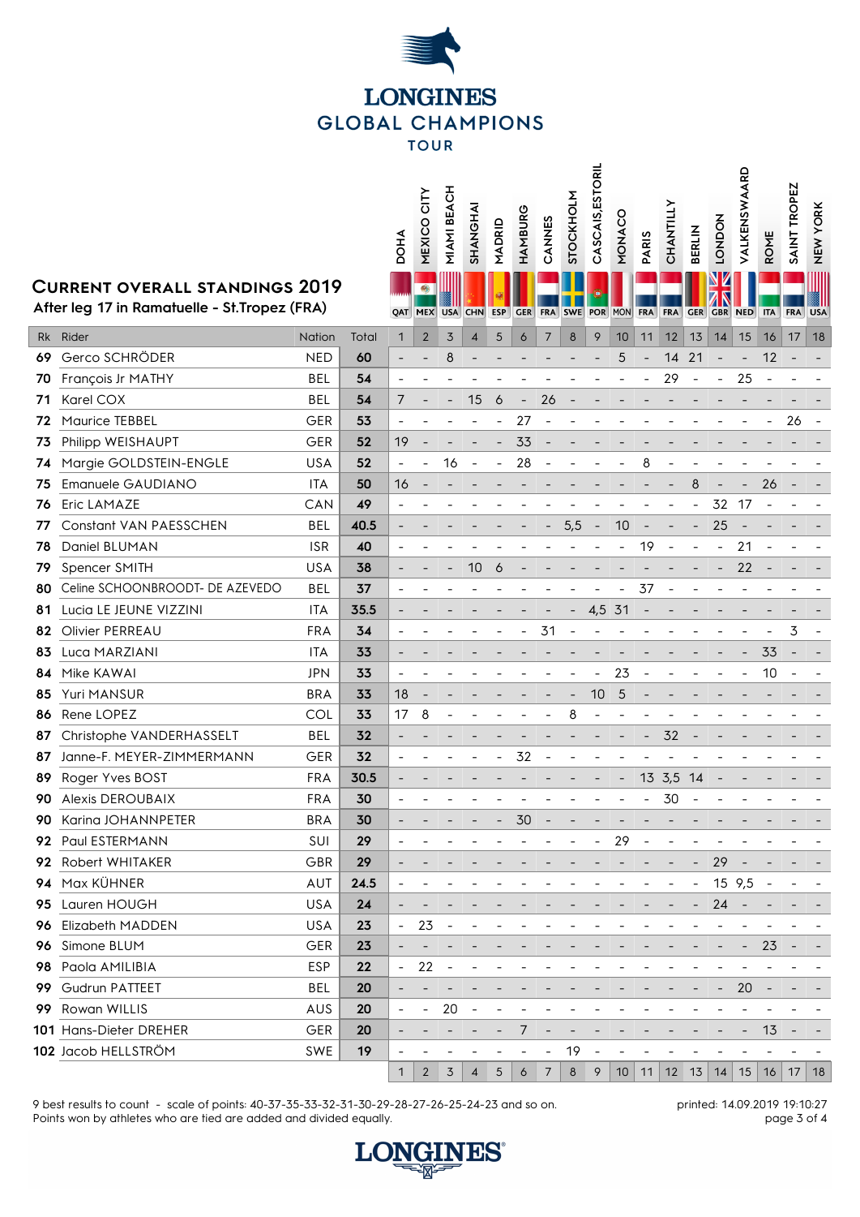# LONGINES GLOBAL CHAMPIONS TOUR

## Current overall standings 2019

After leg 17 in Ramatuelle - St.Tropez (FRA)

| Rk | Rider | Nation | Total | DOHA | MEXICO CITY | MIAMI BEACH | SHANGHAI | MADRID | HAMBURG | CANNES | STOCKHOLM | CASCAIS,ESTORIL | MONACO | PARIS | CHANTILLY | BERLIN | LONDON | VALKENSWAARD | ROME | SAINT TROPEZ | NEW YORK |
|---|---|---|---|---|---|---|---|---|---|---|---|---|---|---|---|---|---|---|---|---|---|
| | | | | QAT | MEX | USA | CHN | ESP | GER | FRA | SWE | POR | MON | FRA | FRA | GER | GBR | NED | ITA | FRA | USA |
| | | | | 1 | 2 | 3 | 4 | 5 | 6 | 7 | 8 | 9 | 10 | 11 | 12 | 13 | 14 | 15 | 16 | 17 | 18 |
| 69 | Gerco SCHRÖDER | NED | 60 | - | - | 8 | - | - | - | - | - | - | 5 | - | 14 | 21 | - | - | 12 | - | - |
| 70 | François Jr MATHY | BEL | 54 | - | - | - | - | - | - | - | - | - | - | - | 29 | - | - | 25 | - | - | - |
| 71 | Karel COX | BEL | 54 | 7 | - | - | 15 | 6 | - | 26 | - | - | - | - | - | - | - | - | - | - | - |
| 72 | Maurice TEBBEL | GER | 53 | - | - | - | - | - | 27 | - | - | - | - | - | - | - | - | - | - | 26 | - |
| 73 | Philipp WEISHAUPT | GER | 52 | 19 | - | - | - | - | 33 | - | - | - | - | - | - | - | - | - | - | - | - |
| 74 | Margie GOLDSTEIN-ENGLE | USA | 52 | - | - | 16 | - | - | 28 | - | - | - | - | 8 | - | - | - | - | - | - | - |
| 75 | Emanuele GAUDIANO | ITA | 50 | 16 | - | - | - | - | - | - | - | - | - | - | - | 8 | - | - | 26 | - | - |
| 76 | Eric LAMAZE | CAN | 49 | - | - | - | - | - | - | - | - | - | - | - | - | - | 32 | 17 | - | - | - |
| 77 | Constant VAN PAESSCHEN | BEL | 40.5 | - | - | - | - | - | - | - | 5,5 | - | 10 | - | - | - | 25 | - | - | - | - |
| 78 | Daniel BLUMAN | ISR | 40 | - | - | - | - | - | - | - | - | - | - | 19 | - | - | - | 21 | - | - | - |
| 79 | Spencer SMITH | USA | 38 | - | - | - | 10 | 6 | - | - | - | - | - | - | - | - | - | 22 | - | - | - |
| 80 | Celine SCHOONBROODT- DE AZEVEDO | BEL | 37 | - | - | - | - | - | - | - | - | - | - | 37 | - | - | - | - | - | - | - |
| 81 | Lucia LE JEUNE VIZZINI | ITA | 35.5 | - | - | - | - | - | - | - | - | 4,5 | 31 | - | - | - | - | - | - | - | - |
| 82 | Olivier PERREAU | FRA | 34 | - | - | - | - | - | - | 31 | - | - | - | - | - | - | - | - | - | 3 | - |
| 83 | Luca MARZIANI | ITA | 33 | - | - | - | - | - | - | - | - | - | - | - | - | - | - | - | 33 | - | - |
| 84 | Mike KAWAI | JPN | 33 | - | - | - | - | - | - | - | - | - | 23 | - | - | - | - | - | 10 | - | - |
| 85 | Yuri MANSUR | BRA | 33 | 18 | - | - | - | - | - | - | - | 10 | 5 | - | - | - | - | - | - | - | - |
| 86 | Rene LOPEZ | COL | 33 | 17 | 8 | - | - | - | - | - | 8 | - | - | - | - | - | - | - | - | - | - |
| 87 | Christophe VANDERHASSELT | BEL | 32 | - | - | - | - | - | - | - | - | - | - | - | 32 | - | - | - | - | - | - |
| 87 | Janne-F. MEYER-ZIMMERMANN | GER | 32 | - | - | - | - | - | 32 | - | - | - | - | - | - | - | - | - | - | - | - |
| 89 | Roger Yves BOST | FRA | 30.5 | - | - | - | - | - | - | - | - | - | - | 13 | 3,5 | 14 | - | - | - | - | - |
| 90 | Alexis DEROUBAIX | FRA | 30 | - | - | - | - | - | - | - | - | - | - | - | 30 | - | - | - | - | - | - |
| 90 | Karina JOHANNPETER | BRA | 30 | - | - | - | - | - | 30 | - | - | - | - | - | - | - | - | - | - | - | - |
| 92 | Paul ESTERMANN | SUI | 29 | - | - | - | - | - | - | - | - | - | 29 | - | - | - | - | - | - | - | - |
| 92 | Robert WHITAKER | GBR | 29 | - | - | - | - | - | - | - | - | - | - | - | - | - | 29 | - | - | - | - |
| 94 | Max KÜHNER | AUT | 24.5 | - | - | - | - | - | - | - | - | - | - | - | - | - | 15 | 9,5 | - | - | - |
| 95 | Lauren HOUGH | USA | 24 | - | - | - | - | - | - | - | - | - | - | - | - | - | 24 | - | - | - | - |
| 96 | Elizabeth MADDEN | USA | 23 | - | 23 | - | - | - | - | - | - | - | - | - | - | - | - | - | - | - | - |
| 96 | Simone BLUM | GER | 23 | - | - | - | - | - | - | - | - | - | - | - | - | - | - | - | 23 | - | - |
| 98 | Paola AMILIBIA | ESP | 22 | - | 22 | - | - | - | - | - | - | - | - | - | - | - | - | - | - | - | - |
| 99 | Gudrun PATTEET | BEL | 20 | - | - | - | - | - | - | - | - | - | - | - | - | - | - | 20 | - | - | - |
| 99 | Rowan WILLIS | AUS | 20 | - | - | 20 | - | - | - | - | - | - | - | - | - | - | - | - | - | - | - |
| 101 | Hans-Dieter DREHER | GER | 20 | - | - | - | - | - | 7 | - | - | - | - | - | - | - | - | - | 13 | - | - |
| 102 | Jacob HELLSTRÖM | SWE | 19 | - | - | - | - | - | - | - | 19 | - | - | - | - | - | - | - | - | - | - |
| | | | | 1 | 2 | 3 | 4 | 5 | 6 | 7 | 8 | 9 | 10 | 11 | 12 | 13 | 14 | 15 | 16 | 17 | 18 |

9 best results to count - scale of points: 40-37-35-33-32-31-30-29-28-27-26-25-24-23 and so on.
Points won by athletes who are tied are added and divided equally.

printed: 14.09.2019 19:10:27

LONGINES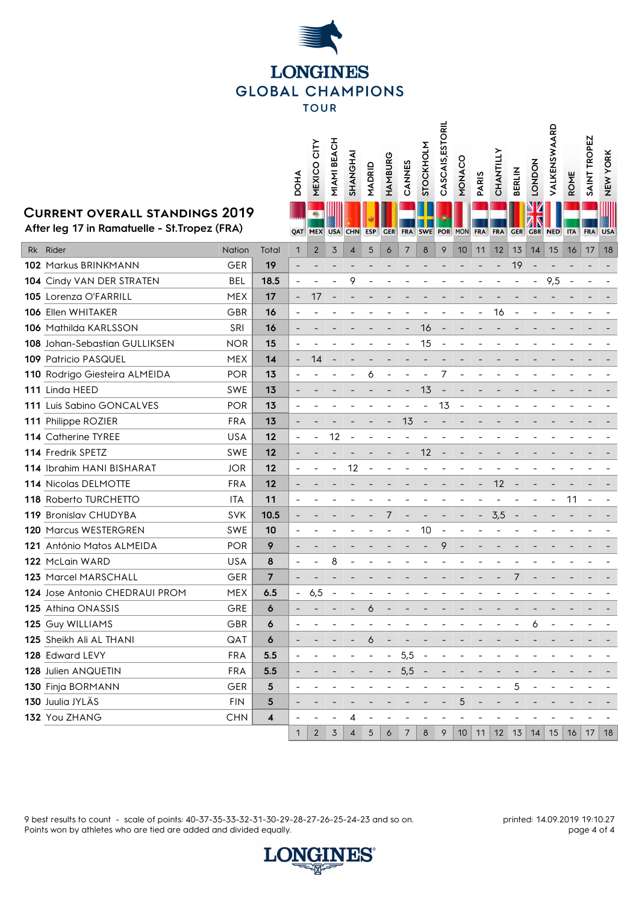LONGINES GLOBAL CHAMPIONS TOUR

## CURRENT OVERALL STANDINGS 2019

After leg 17 in Ramatuelle - St.Tropez (FRA)

| Rk | Rider | Nation | Total | 1 DOHA QAT | 2 MEXICO CITY MEX | 3 MIAMI BEACH USA | 4 SHANGHAI CHN | 5 MADRID ESP | 6 HAMBURG GER | 7 CANNES FRA | 8 STOCKHOLM SWE | 9 CASCAIS,ESTORIL POR | 10 MONACO MON | 11 PARIS FRA | 12 CHANTILLY FRA | 13 BERLIN GER | 14 LONDON GBR | 15 VALKENSWAARD NED | 16 ROME ITA | 17 SAINT TROPEZ FRA | 18 NEW YORK USA |
|---|---|---|---|---|---|---|---|---|---|---|---|---|---|---|---|---|---|---|---|---|---|
| 102 | Markus BRINKMANN | GER | 19 | - | - | - | - | - | - | - | - | - | - | - | - | 19 | - | - | - | - | - |
| 104 | Cindy VAN DER STRATEN | BEL | 18.5 | - | - | - | 9 | - | - | - | - | - | - | - | - | - | - | 9,5 | - | - | - |
| 105 | Lorenza O'FARRILL | MEX | 17 | - | 17 | - | - | - | - | - | - | - | - | - | - | - | - | - | - | - | - |
| 106 | Ellen WHITAKER | GBR | 16 | - | - | - | - | - | - | - | - | - | - | - | 16 | - | - | - | - | - | - |
| 106 | Mathilda KARLSSON | SRI | 16 | - | - | - | - | - | - | - | 16 | - | - | - | - | - | - | - | - | - | - |
| 108 | Johan-Sebastian GULLIKSEN | NOR | 15 | - | - | - | - | - | - | - | 15 | - | - | - | - | - | - | - | - | - | - |
| 109 | Patricio PASQUEL | MEX | 14 | - | 14 | - | - | - | - | - | - | - | - | - | - | - | - | - | - | - | - |
| 110 | Rodrigo Giesteira ALMEIDA | POR | 13 | - | - | - | - | 6 | - | - | - | 7 | - | - | - | - | - | - | - | - | - |
| 111 | Linda HEED | SWE | 13 | - | - | - | - | - | - | - | 13 | - | - | - | - | - | - | - | - | - | - |
| 111 | Luis Sabino GONCALVES | POR | 13 | - | - | - | - | - | - | - | - | 13 | - | - | - | - | - | - | - | - | - |
| 111 | Philippe ROZIER | FRA | 13 | - | - | - | - | - | - | 13 | - | - | - | - | - | - | - | - | - | - | - |
| 114 | Catherine TYREE | USA | 12 | - | - | 12 | - | - | - | - | - | - | - | - | - | - | - | - | - | - | - |
| 114 | Fredrik SPETZ | SWE | 12 | - | - | - | - | - | - | - | 12 | - | - | - | - | - | - | - | - | - | - |
| 114 | Ibrahim HANI BISHARAT | JOR | 12 | - | - | - | 12 | - | - | - | - | - | - | - | - | - | - | - | - | - | - |
| 114 | Nicolas DELMOTTE | FRA | 12 | - | - | - | - | - | - | - | - | - | - | - | 12 | - | - | - | - | - | - |
| 118 | Roberto TURCHETTO | ITA | 11 | - | - | - | - | - | - | - | - | - | - | - | - | - | - | - | 11 | - | - |
| 119 | Bronislav CHUDYBA | SVK | 10.5 | - | - | - | - | - | 7 | - | - | - | - | - | 3,5 | - | - | - | - | - | - |
| 120 | Marcus WESTERGREN | SWE | 10 | - | - | - | - | - | - | - | 10 | - | - | - | - | - | - | - | - | - | - |
| 121 | António Matos ALMEIDA | POR | 9 | - | - | - | - | - | - | - | - | 9 | - | - | - | - | - | - | - | - | - |
| 122 | McLain WARD | USA | 8 | - | - | 8 | - | - | - | - | - | - | - | - | - | - | - | - | - | - | - |
| 123 | Marcel MARSCHALL | GER | 7 | - | - | - | - | - | - | - | - | - | - | - | - | 7 | - | - | - | - | - |
| 124 | Jose Antonio CHEDRAUI PROM | MEX | 6.5 | - | 6,5 | - | - | - | - | - | - | - | - | - | - | - | - | - | - | - | - |
| 125 | Athina ONASSIS | GRE | 6 | - | - | - | - | 6 | - | - | - | - | - | - | - | - | - | - | - | - | - |
| 125 | Guy WILLIAMS | GBR | 6 | - | - | - | - | - | - | - | - | - | - | - | - | - | 6 | - | - | - | - |
| 125 | Sheikh Ali AL THANI | QAT | 6 | - | - | - | - | 6 | - | - | - | - | - | - | - | - | - | - | - | - | - |
| 128 | Edward LEVY | FRA | 5.5 | - | - | - | - | - | - | 5,5 | - | - | - | - | - | - | - | - | - | - | - |
| 128 | Julien ANQUETIN | FRA | 5.5 | - | - | - | - | - | - | 5,5 | - | - | - | - | - | - | - | - | - | - | - |
| 130 | Finja BORMANN | GER | 5 | - | - | - | - | - | - | - | - | - | - | - | - | 5 | - | - | - | - | - |
| 130 | Juulia JYLÄS | FIN | 5 | - | - | - | - | - | - | - | - | - | 5 | - | - | - | - | - | - | - | - |
| 132 | You ZHANG | CHN | 4 | - | - | - | 4 | - | - | - | - | - | - | - | - | - | - | - | - | - | - |
| | | | | 1 | 2 | 3 | 4 | 5 | 6 | 7 | 8 | 9 | 10 | 11 | 12 | 13 | 14 | 15 | 16 | 17 | 18 |

9 best results to count - scale of points: 40-37-35-33-32-31-30-29-28-27-26-25-24-23 and so on.
Points won by athletes who are tied are added and divided equally.

printed: 14.09.2019 19:10:27

LONGINES